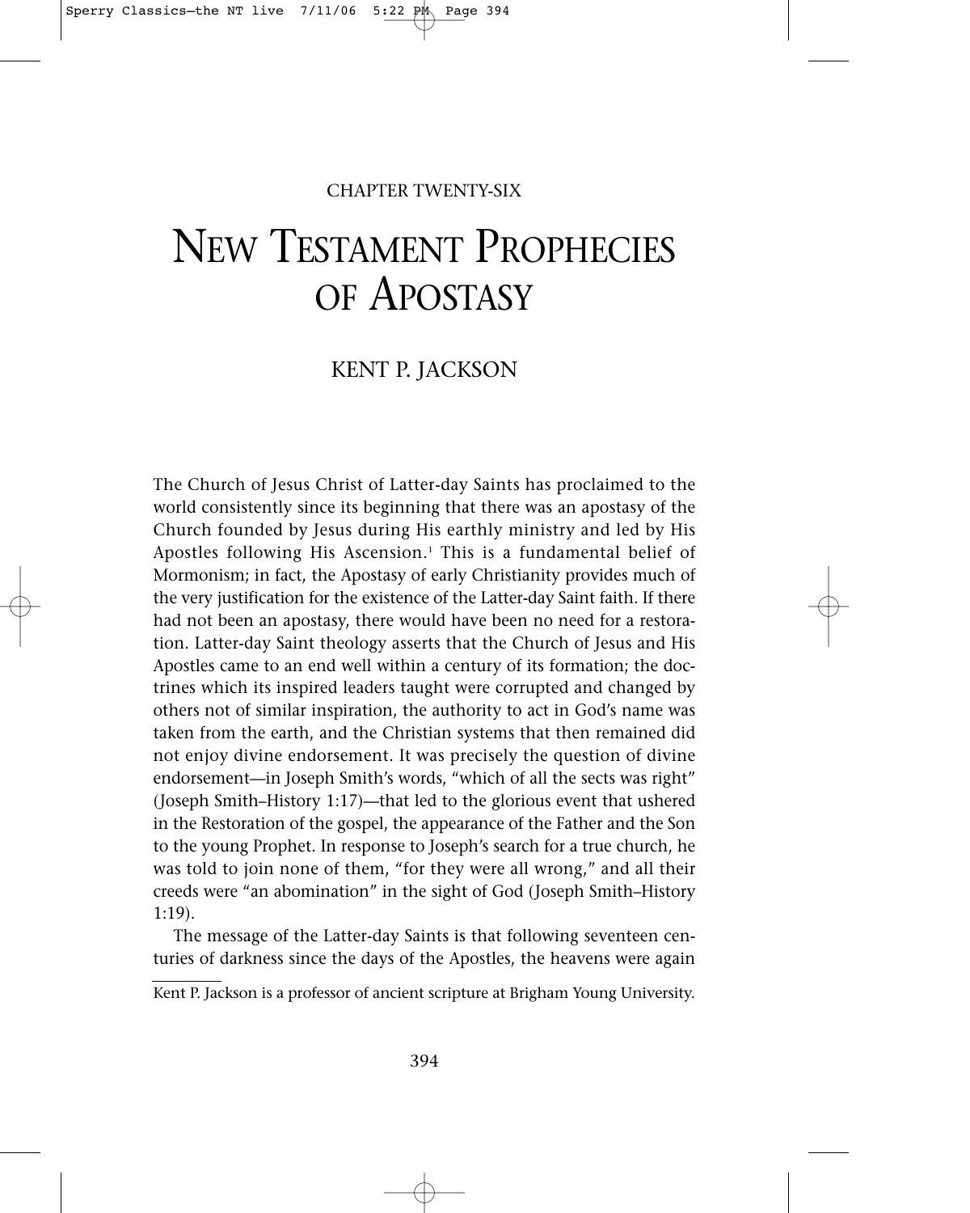CHAPTER TWENTY-SIX

# New Testament Prophecies of Apostasy

## Kent P. Jackson

The Church of Jesus Christ of Latter-day Saints has proclaimed to the world consistently since its beginning that there was an apostasy of the Church founded by Jesus during His earthly ministry and led by His Apostles following His Ascension.[1] This is a fundamental belief of Mormonism; in fact, the Apostasy of early Christianity provides much of the very justification for the existence of the Latter-day Saint faith. If there had not been an apostasy, there would have been no need for a restoration. Latter-day Saint theology asserts that the Church of Jesus and His Apostles came to an end well within a century of its formation; the doctrines which its inspired leaders taught were corrupted and changed by others not of similar inspiration, the authority to act in God's name was taken from the earth, and the Christian systems that then remained did not enjoy divine endorsement. It was precisely the question of divine endorsement—in Joseph Smith's words, "which of all the sects was right" (Joseph Smith–History 1:17)—that led to the glorious event that ushered in the Restoration of the gospel, the appearance of the Father and the Son to the young Prophet. In response to Joseph's search for a true church, he was told to join none of them, "for they were all wrong," and all their creeds were "an abomination" in the sight of God (Joseph Smith–History 1:19).

The message of the Latter-day Saints is that following seventeen centuries of darkness since the days of the Apostles, the heavens were again

---

Kent P. Jackson is a professor of ancient scripture at Brigham Young University.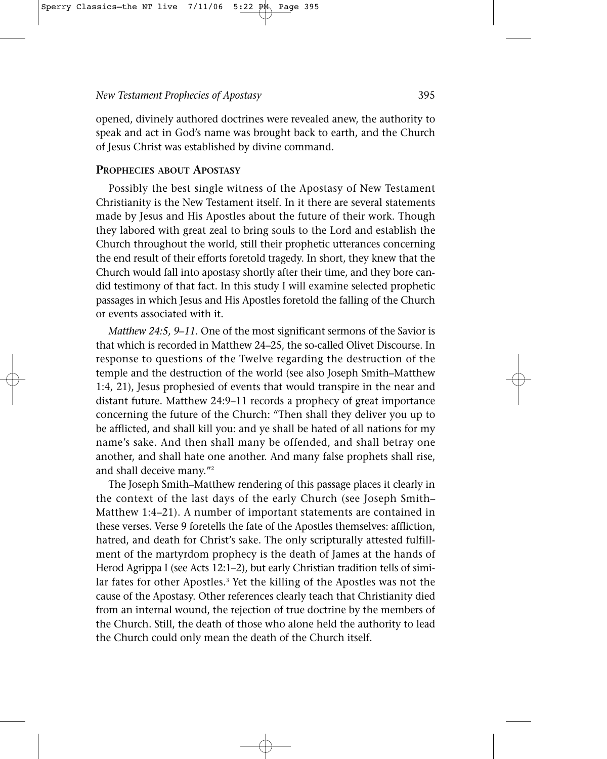opened, divinely authored doctrines were revealed anew, the authority to speak and act in God's name was brought back to earth, and the Church of Jesus Christ was established by divine command.

## Prophecies about Apostasy

Possibly the best single witness of the Apostasy of New Testament Christianity is the New Testament itself. In it there are several statements made by Jesus and His Apostles about the future of their work. Though they labored with great zeal to bring souls to the Lord and establish the Church throughout the world, still their prophetic utterances concerning the end result of their efforts foretold tragedy. In short, they knew that the Church would fall into apostasy shortly after their time, and they bore candid testimony of that fact. In this study I will examine selected prophetic passages in which Jesus and His Apostles foretold the falling of the Church or events associated with it.

*Matthew 24:5, 9–11.* One of the most significant sermons of the Savior is that which is recorded in Matthew 24–25, the so-called Olivet Discourse. In response to questions of the Twelve regarding the destruction of the temple and the destruction of the world (see also Joseph Smith–Matthew 1:4, 21), Jesus prophesied of events that would transpire in the near and distant future. Matthew 24:9–11 records a prophecy of great importance concerning the future of the Church: "Then shall they deliver you up to be afflicted, and shall kill you: and ye shall be hated of all nations for my name's sake. And then shall many be offended, and shall betray one another, and shall hate one another. And many false prophets shall rise, and shall deceive many."[2]

The Joseph Smith–Matthew rendering of this passage places it clearly in the context of the last days of the early Church (see Joseph Smith–Matthew 1:4–21). A number of important statements are contained in these verses. Verse 9 foretells the fate of the Apostles themselves: affliction, hatred, and death for Christ's sake. The only scripturally attested fulfillment of the martyrdom prophecy is the death of James at the hands of Herod Agrippa I (see Acts 12:1–2), but early Christian tradition tells of similar fates for other Apostles.[3] Yet the killing of the Apostles was not the cause of the Apostasy. Other references clearly teach that Christianity died from an internal wound, the rejection of true doctrine by the members of the Church. Still, the death of those who alone held the authority to lead the Church could only mean the death of the Church itself.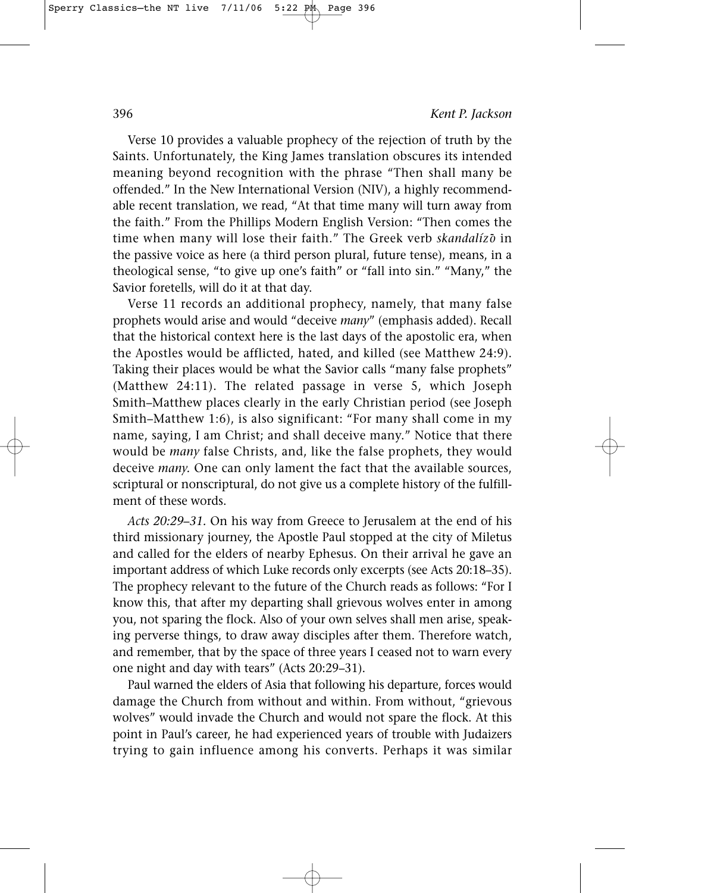Verse 10 provides a valuable prophecy of the rejection of truth by the Saints. Unfortunately, the King James translation obscures its intended meaning beyond recognition with the phrase "Then shall many be offended." In the New International Version (NIV), a highly recommendable recent translation, we read, "At that time many will turn away from the faith." From the Phillips Modern English Version: "Then comes the time when many will lose their faith." The Greek verb *skandalízō* in the passive voice as here (a third person plural, future tense), means, in a theological sense, "to give up one's faith" or "fall into sin." "Many," the Savior foretells, will do it at that day.

Verse 11 records an additional prophecy, namely, that many false prophets would arise and would "deceive *many*" (emphasis added). Recall that the historical context here is the last days of the apostolic era, when the Apostles would be afflicted, hated, and killed (see Matthew 24:9). Taking their places would be what the Savior calls "many false prophets" (Matthew 24:11). The related passage in verse 5, which Joseph Smith–Matthew places clearly in the early Christian period (see Joseph Smith–Matthew 1:6), is also significant: "For many shall come in my name, saying, I am Christ; and shall deceive many." Notice that there would be *many* false Christs, and, like the false prophets, they would deceive *many.* One can only lament the fact that the available sources, scriptural or nonscriptural, do not give us a complete history of the fulfillment of these words.

*Acts 20:29–31.* On his way from Greece to Jerusalem at the end of his third missionary journey, the Apostle Paul stopped at the city of Miletus and called for the elders of nearby Ephesus. On their arrival he gave an important address of which Luke records only excerpts (see Acts 20:18–35). The prophecy relevant to the future of the Church reads as follows: "For I know this, that after my departing shall grievous wolves enter in among you, not sparing the flock. Also of your own selves shall men arise, speaking perverse things, to draw away disciples after them. Therefore watch, and remember, that by the space of three years I ceased not to warn every one night and day with tears" (Acts 20:29–31).

Paul warned the elders of Asia that following his departure, forces would damage the Church from without and within. From without, "grievous wolves" would invade the Church and would not spare the flock. At this point in Paul's career, he had experienced years of trouble with Judaizers trying to gain influence among his converts. Perhaps it was similar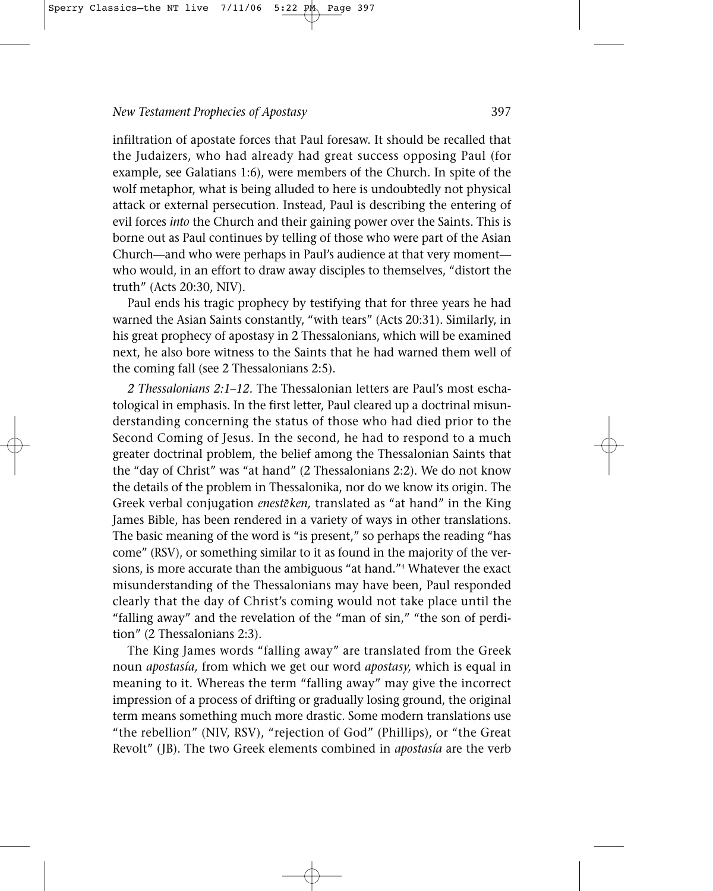infiltration of apostate forces that Paul foresaw. It should be recalled that the Judaizers, who had already had great success opposing Paul (for example, see Galatians 1:6), were members of the Church. In spite of the wolf metaphor, what is being alluded to here is undoubtedly not physical attack or external persecution. Instead, Paul is describing the entering of evil forces *into* the Church and their gaining power over the Saints. This is borne out as Paul continues by telling of those who were part of the Asian Church—and who were perhaps in Paul's audience at that very moment—who would, in an effort to draw away disciples to themselves, "distort the truth" (Acts 20:30, NIV).

Paul ends his tragic prophecy by testifying that for three years he had warned the Asian Saints constantly, "with tears" (Acts 20:31). Similarly, in his great prophecy of apostasy in 2 Thessalonians, which will be examined next, he also bore witness to the Saints that he had warned them well of the coming fall (see 2 Thessalonians 2:5).

*2 Thessalonians 2:1–12.* The Thessalonian letters are Paul's most eschatological in emphasis. In the first letter, Paul cleared up a doctrinal misunderstanding concerning the status of those who had died prior to the Second Coming of Jesus. In the second, he had to respond to a much greater doctrinal problem, the belief among the Thessalonian Saints that the "day of Christ" was "at hand" (2 Thessalonians 2:2). We do not know the details of the problem in Thessalonika, nor do we know its origin. The Greek verbal conjugation *enestēken,* translated as "at hand" in the King James Bible, has been rendered in a variety of ways in other translations. The basic meaning of the word is "is present," so perhaps the reading "has come" (RSV), or something similar to it as found in the majority of the versions, is more accurate than the ambiguous "at hand."[4] Whatever the exact misunderstanding of the Thessalonians may have been, Paul responded clearly that the day of Christ's coming would not take place until the "falling away" and the revelation of the "man of sin," "the son of perdition" (2 Thessalonians 2:3).

The King James words "falling away" are translated from the Greek noun *apostasía,* from which we get our word *apostasy,* which is equal in meaning to it. Whereas the term "falling away" may give the incorrect impression of a process of drifting or gradually losing ground, the original term means something much more drastic. Some modern translations use "the rebellion" (NIV, RSV), "rejection of God" (Phillips), or "the Great Revolt" (JB). The two Greek elements combined in *apostasía* are the verb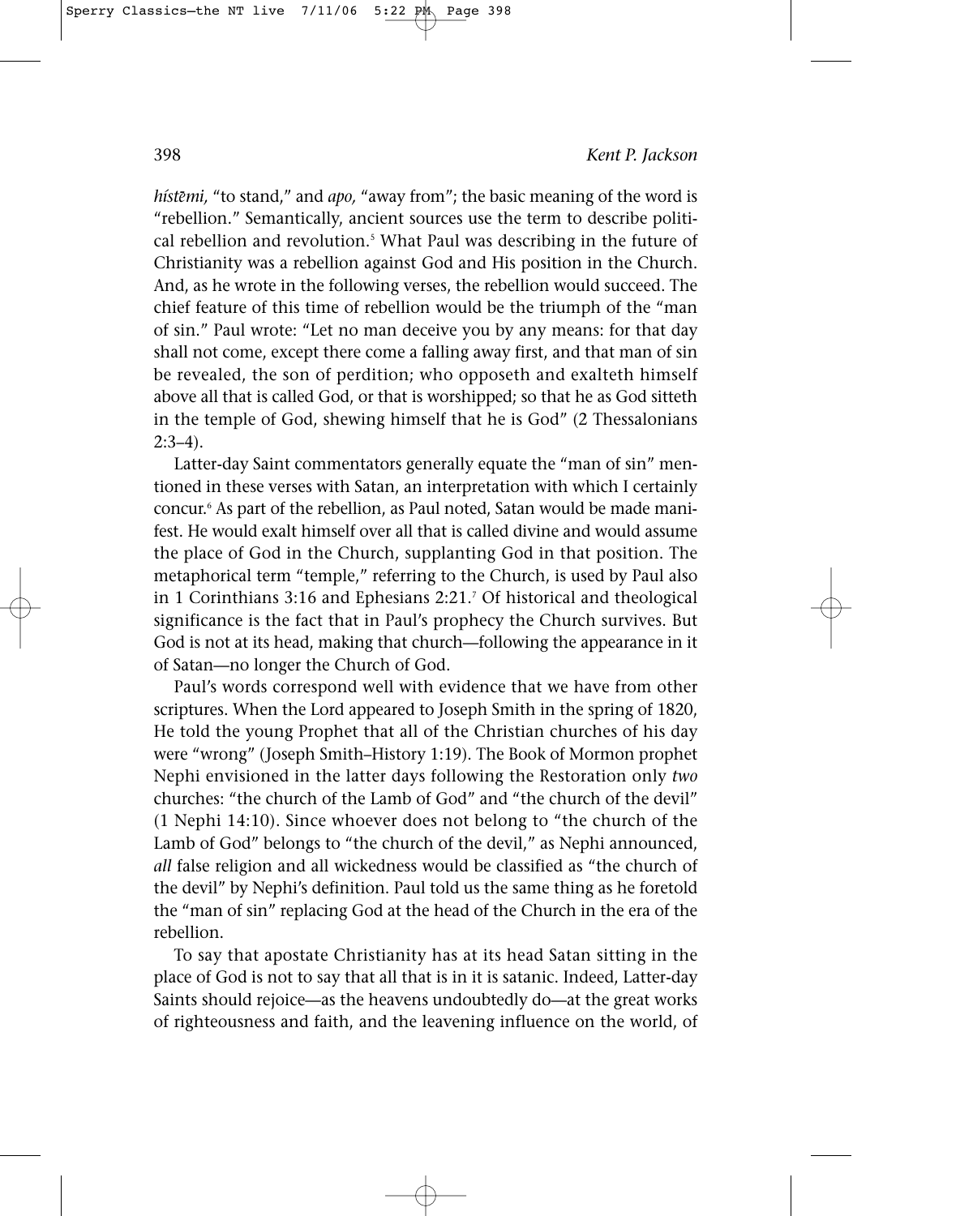*hístēmi,* "to stand," and *apo,* "away from"; the basic meaning of the word is "rebellion." Semantically, ancient sources use the term to describe political rebellion and revolution.[5] What Paul was describing in the future of Christianity was a rebellion against God and His position in the Church. And, as he wrote in the following verses, the rebellion would succeed. The chief feature of this time of rebellion would be the triumph of the "man of sin." Paul wrote: "Let no man deceive you by any means: for that day shall not come, except there come a falling away first, and that man of sin be revealed, the son of perdition; who opposeth and exalteth himself above all that is called God, or that is worshipped; so that he as God sitteth in the temple of God, shewing himself that he is God" (2 Thessalonians 2:3–4).

Latter-day Saint commentators generally equate the "man of sin" mentioned in these verses with Satan, an interpretation with which I certainly concur.[6] As part of the rebellion, as Paul noted, Satan would be made manifest. He would exalt himself over all that is called divine and would assume the place of God in the Church, supplanting God in that position. The metaphorical term "temple," referring to the Church, is used by Paul also in 1 Corinthians 3:16 and Ephesians 2:21.[7] Of historical and theological significance is the fact that in Paul's prophecy the Church survives. But God is not at its head, making that church—following the appearance in it of Satan—no longer the Church of God.

Paul's words correspond well with evidence that we have from other scriptures. When the Lord appeared to Joseph Smith in the spring of 1820, He told the young Prophet that all of the Christian churches of his day were "wrong" (Joseph Smith–History 1:19). The Book of Mormon prophet Nephi envisioned in the latter days following the Restoration only *two* churches: "the church of the Lamb of God" and "the church of the devil" (1 Nephi 14:10). Since whoever does not belong to "the church of the Lamb of God" belongs to "the church of the devil," as Nephi announced, *all* false religion and all wickedness would be classified as "the church of the devil" by Nephi's definition. Paul told us the same thing as he foretold the "man of sin" replacing God at the head of the Church in the era of the rebellion.

To say that apostate Christianity has at its head Satan sitting in the place of God is not to say that all that is in it is satanic. Indeed, Latter-day Saints should rejoice—as the heavens undoubtedly do—at the great works of righteousness and faith, and the leavening influence on the world, of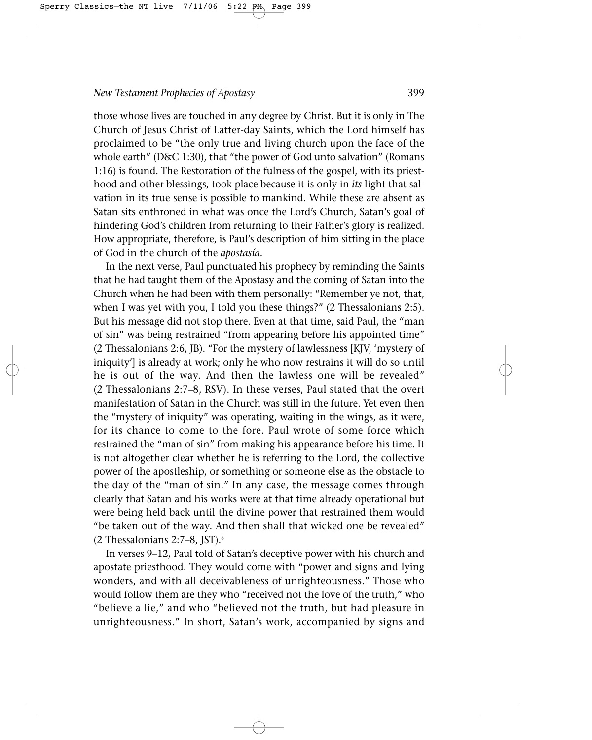those whose lives are touched in any degree by Christ. But it is only in The Church of Jesus Christ of Latter-day Saints, which the Lord himself has proclaimed to be "the only true and living church upon the face of the whole earth" (D&C 1:30), that "the power of God unto salvation" (Romans 1:16) is found. The Restoration of the fulness of the gospel, with its priesthood and other blessings, took place because it is only in *its* light that salvation in its true sense is possible to mankind. While these are absent as Satan sits enthroned in what was once the Lord's Church, Satan's goal of hindering God's children from returning to their Father's glory is realized. How appropriate, therefore, is Paul's description of him sitting in the place of God in the church of the *apostasía*.

In the next verse, Paul punctuated his prophecy by reminding the Saints that he had taught them of the Apostasy and the coming of Satan into the Church when he had been with them personally: "Remember ye not, that, when I was yet with you, I told you these things?" (2 Thessalonians 2:5). But his message did not stop there. Even at that time, said Paul, the "man of sin" was being restrained "from appearing before his appointed time" (2 Thessalonians 2:6, JB). "For the mystery of lawlessness [KJV, 'mystery of iniquity'] is already at work; only he who now restrains it will do so until he is out of the way. And then the lawless one will be revealed" (2 Thessalonians 2:7–8, RSV). In these verses, Paul stated that the overt manifestation of Satan in the Church was still in the future. Yet even then the "mystery of iniquity" was operating, waiting in the wings, as it were, for its chance to come to the fore. Paul wrote of some force which restrained the "man of sin" from making his appearance before his time. It is not altogether clear whether he is referring to the Lord, the collective power of the apostleship, or something or someone else as the obstacle to the day of the "man of sin." In any case, the message comes through clearly that Satan and his works were at that time already operational but were being held back until the divine power that restrained them would "be taken out of the way. And then shall that wicked one be revealed" (2 Thessalonians 2:7–8, JST).[8]

In verses 9–12, Paul told of Satan's deceptive power with his church and apostate priesthood. They would come with "power and signs and lying wonders, and with all deceivableness of unrighteousness." Those who would follow them are they who "received not the love of the truth," who "believe a lie," and who "believed not the truth, but had pleasure in unrighteousness." In short, Satan's work, accompanied by signs and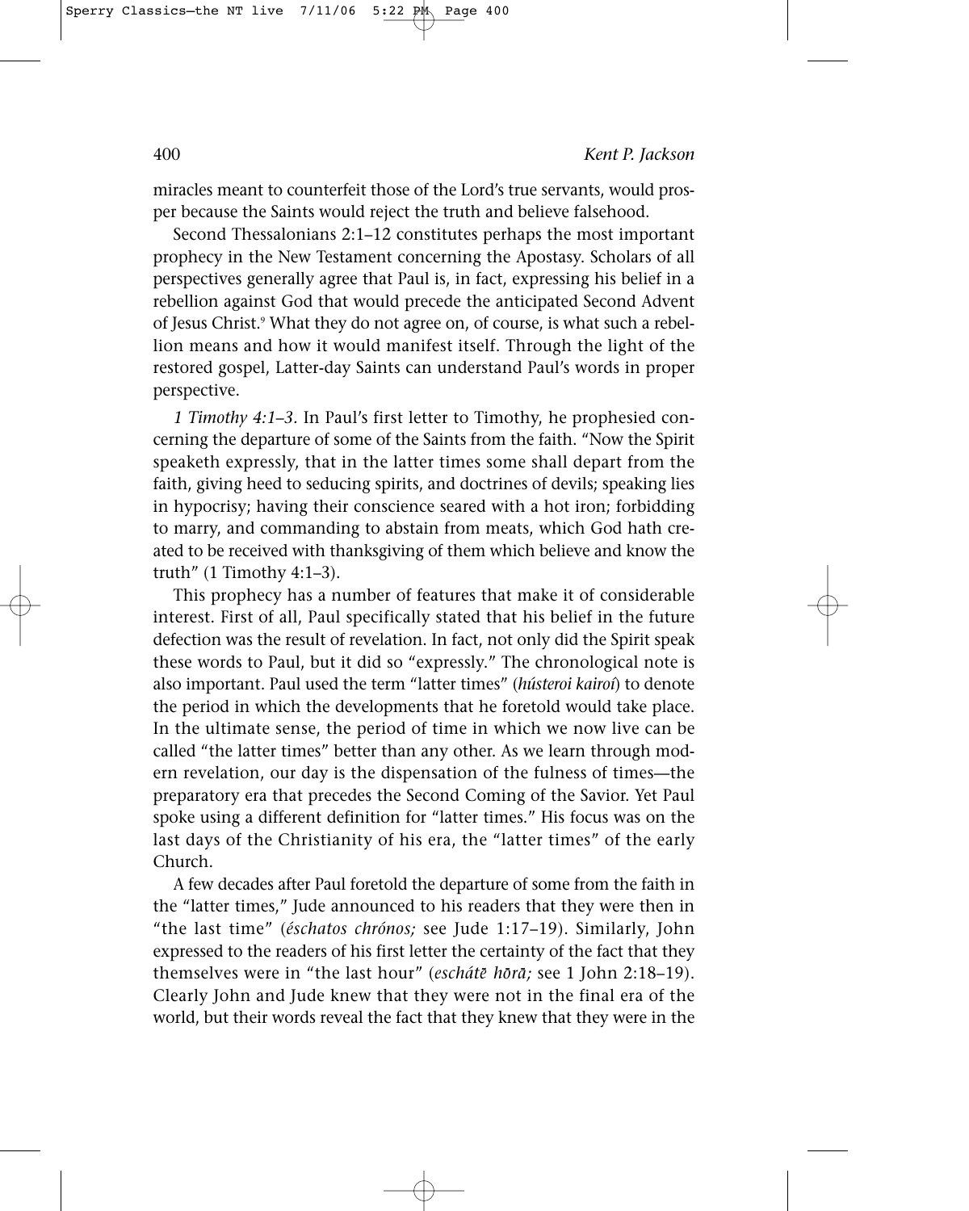miracles meant to counterfeit those of the Lord's true servants, would prosper because the Saints would reject the truth and believe falsehood.

Second Thessalonians 2:1–12 constitutes perhaps the most important prophecy in the New Testament concerning the Apostasy. Scholars of all perspectives generally agree that Paul is, in fact, expressing his belief in a rebellion against God that would precede the anticipated Second Advent of Jesus Christ.[9] What they do not agree on, of course, is what such a rebellion means and how it would manifest itself. Through the light of the restored gospel, Latter-day Saints can understand Paul's words in proper perspective.

*1 Timothy 4:1–3.* In Paul's first letter to Timothy, he prophesied concerning the departure of some of the Saints from the faith. "Now the Spirit speaketh expressly, that in the latter times some shall depart from the faith, giving heed to seducing spirits, and doctrines of devils; speaking lies in hypocrisy; having their conscience seared with a hot iron; forbidding to marry, and commanding to abstain from meats, which God hath created to be received with thanksgiving of them which believe and know the truth" (1 Timothy 4:1–3).

This prophecy has a number of features that make it of considerable interest. First of all, Paul specifically stated that his belief in the future defection was the result of revelation. In fact, not only did the Spirit speak these words to Paul, but it did so "expressly." The chronological note is also important. Paul used the term "latter times" (*hústeroi kairoí*) to denote the period in which the developments that he foretold would take place. In the ultimate sense, the period of time in which we now live can be called "the latter times" better than any other. As we learn through modern revelation, our day is the dispensation of the fulness of times—the preparatory era that precedes the Second Coming of the Savior. Yet Paul spoke using a different definition for "latter times." His focus was on the last days of the Christianity of his era, the "latter times" of the early Church.

A few decades after Paul foretold the departure of some from the faith in the "latter times," Jude announced to his readers that they were then in "the last time" (*éschatos chrónos;* see Jude 1:17–19). Similarly, John expressed to the readers of his first letter the certainty of the fact that they themselves were in "the last hour" (*eschátē hōrā;* see 1 John 2:18–19). Clearly John and Jude knew that they were not in the final era of the world, but their words reveal the fact that they knew that they were in the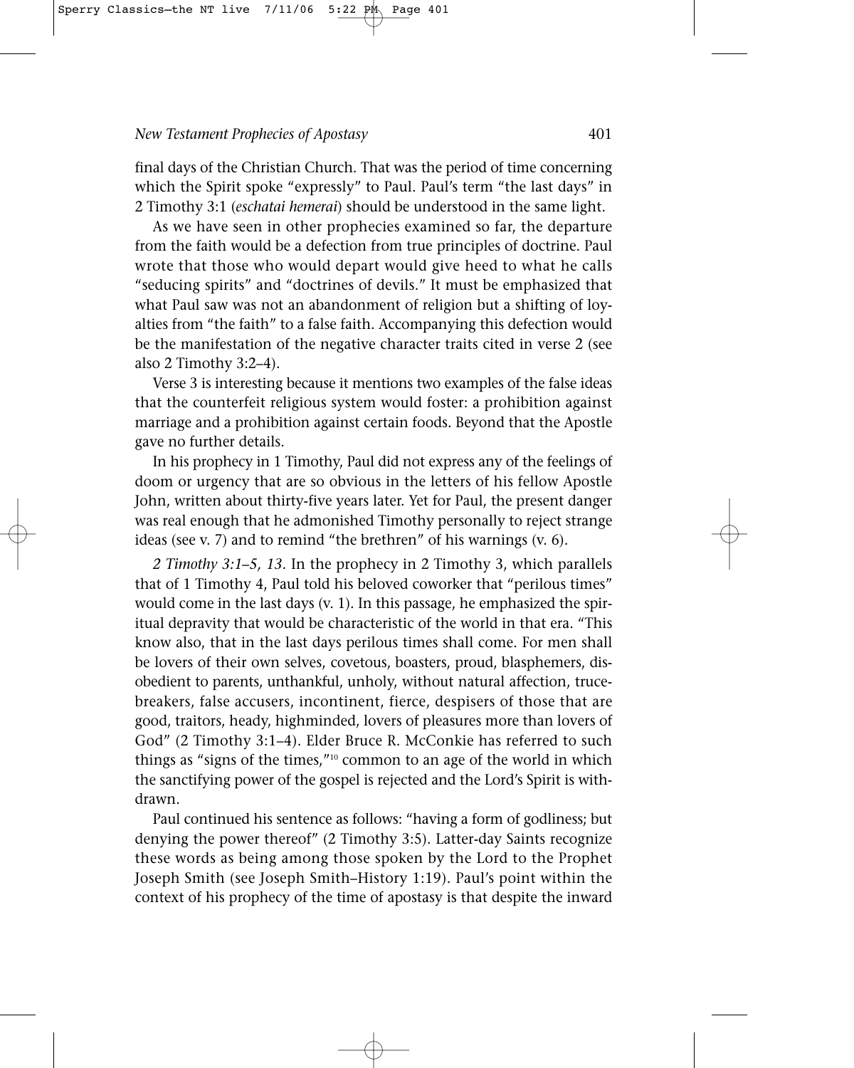final days of the Christian Church. That was the period of time concerning which the Spirit spoke "expressly" to Paul. Paul's term "the last days" in 2 Timothy 3:1 (*eschatai hemerai*) should be understood in the same light.

As we have seen in other prophecies examined so far, the departure from the faith would be a defection from true principles of doctrine. Paul wrote that those who would depart would give heed to what he calls "seducing spirits" and "doctrines of devils." It must be emphasized that what Paul saw was not an abandonment of religion but a shifting of loyalties from "the faith" to a false faith. Accompanying this defection would be the manifestation of the negative character traits cited in verse 2 (see also 2 Timothy 3:2–4).

Verse 3 is interesting because it mentions two examples of the false ideas that the counterfeit religious system would foster: a prohibition against marriage and a prohibition against certain foods. Beyond that the Apostle gave no further details.

In his prophecy in 1 Timothy, Paul did not express any of the feelings of doom or urgency that are so obvious in the letters of his fellow Apostle John, written about thirty-five years later. Yet for Paul, the present danger was real enough that he admonished Timothy personally to reject strange ideas (see v. 7) and to remind "the brethren" of his warnings (v. 6).

*2 Timothy 3:1–5, 13.* In the prophecy in 2 Timothy 3, which parallels that of 1 Timothy 4, Paul told his beloved coworker that "perilous times" would come in the last days (v. 1). In this passage, he emphasized the spiritual depravity that would be characteristic of the world in that era. "This know also, that in the last days perilous times shall come. For men shall be lovers of their own selves, covetous, boasters, proud, blasphemers, disobedient to parents, unthankful, unholy, without natural affection, trucebreakers, false accusers, incontinent, fierce, despisers of those that are good, traitors, heady, highminded, lovers of pleasures more than lovers of God" (2 Timothy 3:1–4). Elder Bruce R. McConkie has referred to such things as "signs of the times,"[10] common to an age of the world in which the sanctifying power of the gospel is rejected and the Lord's Spirit is withdrawn.

Paul continued his sentence as follows: "having a form of godliness; but denying the power thereof" (2 Timothy 3:5). Latter-day Saints recognize these words as being among those spoken by the Lord to the Prophet Joseph Smith (see Joseph Smith–History 1:19). Paul's point within the context of his prophecy of the time of apostasy is that despite the inward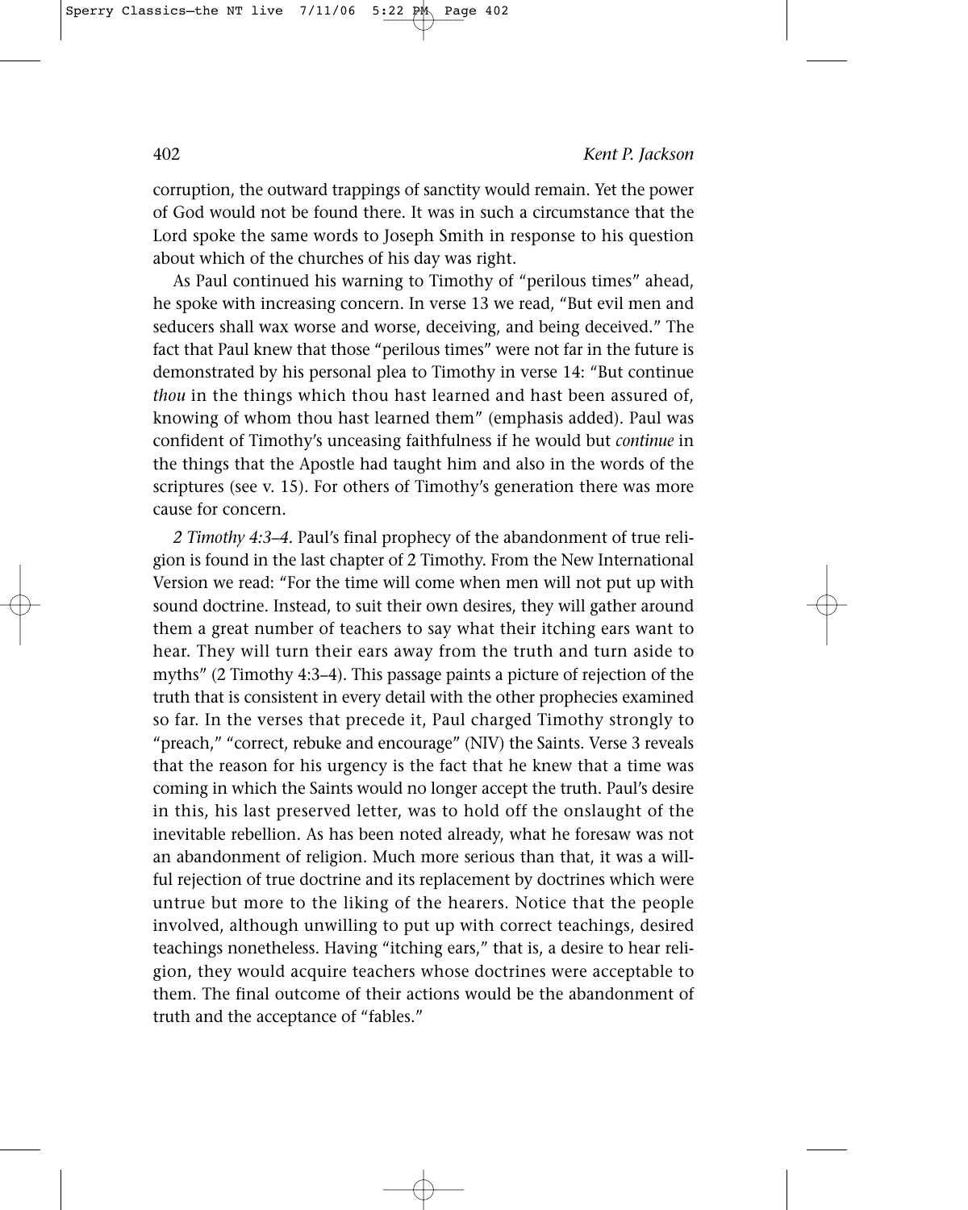corruption, the outward trappings of sanctity would remain. Yet the power of God would not be found there. It was in such a circumstance that the Lord spoke the same words to Joseph Smith in response to his question about which of the churches of his day was right.

As Paul continued his warning to Timothy of "perilous times" ahead, he spoke with increasing concern. In verse 13 we read, "But evil men and seducers shall wax worse and worse, deceiving, and being deceived." The fact that Paul knew that those "perilous times" were not far in the future is demonstrated by his personal plea to Timothy in verse 14: "But continue *thou* in the things which thou hast learned and hast been assured of, knowing of whom thou hast learned them" (emphasis added). Paul was confident of Timothy's unceasing faithfulness if he would but *continue* in the things that the Apostle had taught him and also in the words of the scriptures (see v. 15). For others of Timothy's generation there was more cause for concern.

*2 Timothy 4:3–4.* Paul's final prophecy of the abandonment of true religion is found in the last chapter of 2 Timothy. From the New International Version we read: "For the time will come when men will not put up with sound doctrine. Instead, to suit their own desires, they will gather around them a great number of teachers to say what their itching ears want to hear. They will turn their ears away from the truth and turn aside to myths" (2 Timothy 4:3–4). This passage paints a picture of rejection of the truth that is consistent in every detail with the other prophecies examined so far. In the verses that precede it, Paul charged Timothy strongly to "preach," "correct, rebuke and encourage" (NIV) the Saints. Verse 3 reveals that the reason for his urgency is the fact that he knew that a time was coming in which the Saints would no longer accept the truth. Paul's desire in this, his last preserved letter, was to hold off the onslaught of the inevitable rebellion. As has been noted already, what he foresaw was not an abandonment of religion. Much more serious than that, it was a willful rejection of true doctrine and its replacement by doctrines which were untrue but more to the liking of the hearers. Notice that the people involved, although unwilling to put up with correct teachings, desired teachings nonetheless. Having "itching ears," that is, a desire to hear religion, they would acquire teachers whose doctrines were acceptable to them. The final outcome of their actions would be the abandonment of truth and the acceptance of "fables."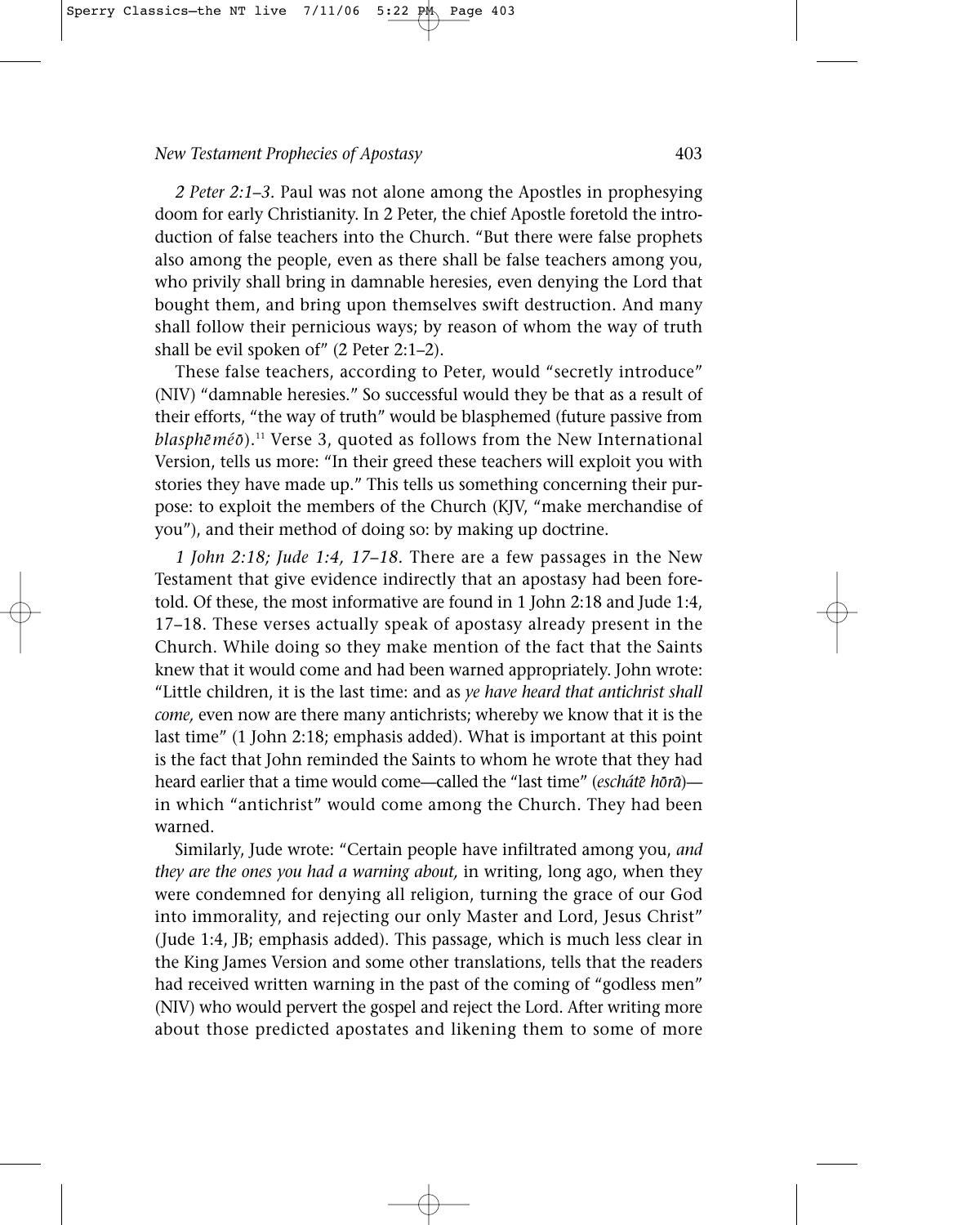*2 Peter 2:1–3.* Paul was not alone among the Apostles in prophesying doom for early Christianity. In 2 Peter, the chief Apostle foretold the introduction of false teachers into the Church. "But there were false prophets also among the people, even as there shall be false teachers among you, who privily shall bring in damnable heresies, even denying the Lord that bought them, and bring upon themselves swift destruction. And many shall follow their pernicious ways; by reason of whom the way of truth shall be evil spoken of" (2 Peter 2:1–2).

These false teachers, according to Peter, would "secretly introduce" (NIV) "damnable heresies." So successful would they be that as a result of their efforts, "the way of truth" would be blasphemed (future passive from *blasphēméō*).[11] Verse 3, quoted as follows from the New International Version, tells us more: "In their greed these teachers will exploit you with stories they have made up." This tells us something concerning their purpose: to exploit the members of the Church (KJV, "make merchandise of you"), and their method of doing so: by making up doctrine.

*1 John 2:18; Jude 1:4, 17–18.* There are a few passages in the New Testament that give evidence indirectly that an apostasy had been foretold. Of these, the most informative are found in 1 John 2:18 and Jude 1:4, 17–18. These verses actually speak of apostasy already present in the Church. While doing so they make mention of the fact that the Saints knew that it would come and had been warned appropriately. John wrote: "Little children, it is the last time: and as *ye have heard that antichrist shall come,* even now are there many antichrists; whereby we know that it is the last time" (1 John 2:18; emphasis added). What is important at this point is the fact that John reminded the Saints to whom he wrote that they had heard earlier that a time would come—called the "last time" (*eschátē hōrā*)—in which "antichrist" would come among the Church. They had been warned.

Similarly, Jude wrote: "Certain people have infiltrated among you, *and they are the ones you had a warning about,* in writing, long ago, when they were condemned for denying all religion, turning the grace of our God into immorality, and rejecting our only Master and Lord, Jesus Christ" (Jude 1:4, JB; emphasis added). This passage, which is much less clear in the King James Version and some other translations, tells that the readers had received written warning in the past of the coming of "godless men" (NIV) who would pervert the gospel and reject the Lord. After writing more about those predicted apostates and likening them to some of more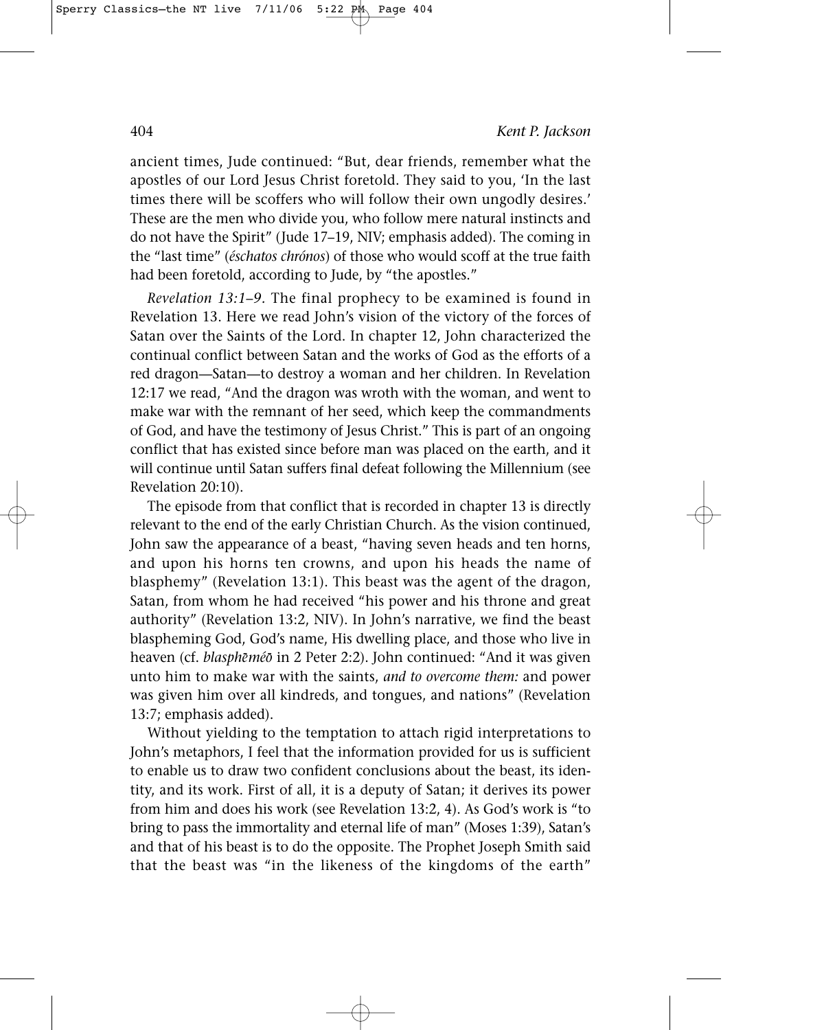ancient times, Jude continued: "But, dear friends, remember what the apostles of our Lord Jesus Christ foretold. They said to you, 'In the last times there will be scoffers who will follow their own ungodly desires.' These are the men who divide you, who follow mere natural instincts and do not have the Spirit" (Jude 17–19, NIV; emphasis added). The coming in the "last time" (*éschatos chrónos*) of those who would scoff at the true faith had been foretold, according to Jude, by "the apostles."

*Revelation 13:1–9.* The final prophecy to be examined is found in Revelation 13. Here we read John's vision of the victory of the forces of Satan over the Saints of the Lord. In chapter 12, John characterized the continual conflict between Satan and the works of God as the efforts of a red dragon—Satan—to destroy a woman and her children. In Revelation 12:17 we read, "And the dragon was wroth with the woman, and went to make war with the remnant of her seed, which keep the commandments of God, and have the testimony of Jesus Christ." This is part of an ongoing conflict that has existed since before man was placed on the earth, and it will continue until Satan suffers final defeat following the Millennium (see Revelation 20:10).

The episode from that conflict that is recorded in chapter 13 is directly relevant to the end of the early Christian Church. As the vision continued, John saw the appearance of a beast, "having seven heads and ten horns, and upon his horns ten crowns, and upon his heads the name of blasphemy" (Revelation 13:1). This beast was the agent of the dragon, Satan, from whom he had received "his power and his throne and great authority" (Revelation 13:2, NIV). In John's narrative, we find the beast blaspheming God, God's name, His dwelling place, and those who live in heaven (cf. *blasphēméō* in 2 Peter 2:2). John continued: "And it was given unto him to make war with the saints, *and to overcome them:* and power was given him over all kindreds, and tongues, and nations" (Revelation 13:7; emphasis added).

Without yielding to the temptation to attach rigid interpretations to John's metaphors, I feel that the information provided for us is sufficient to enable us to draw two confident conclusions about the beast, its identity, and its work. First of all, it is a deputy of Satan; it derives its power from him and does his work (see Revelation 13:2, 4). As God's work is "to bring to pass the immortality and eternal life of man" (Moses 1:39), Satan's and that of his beast is to do the opposite. The Prophet Joseph Smith said that the beast was "in the likeness of the kingdoms of the earth"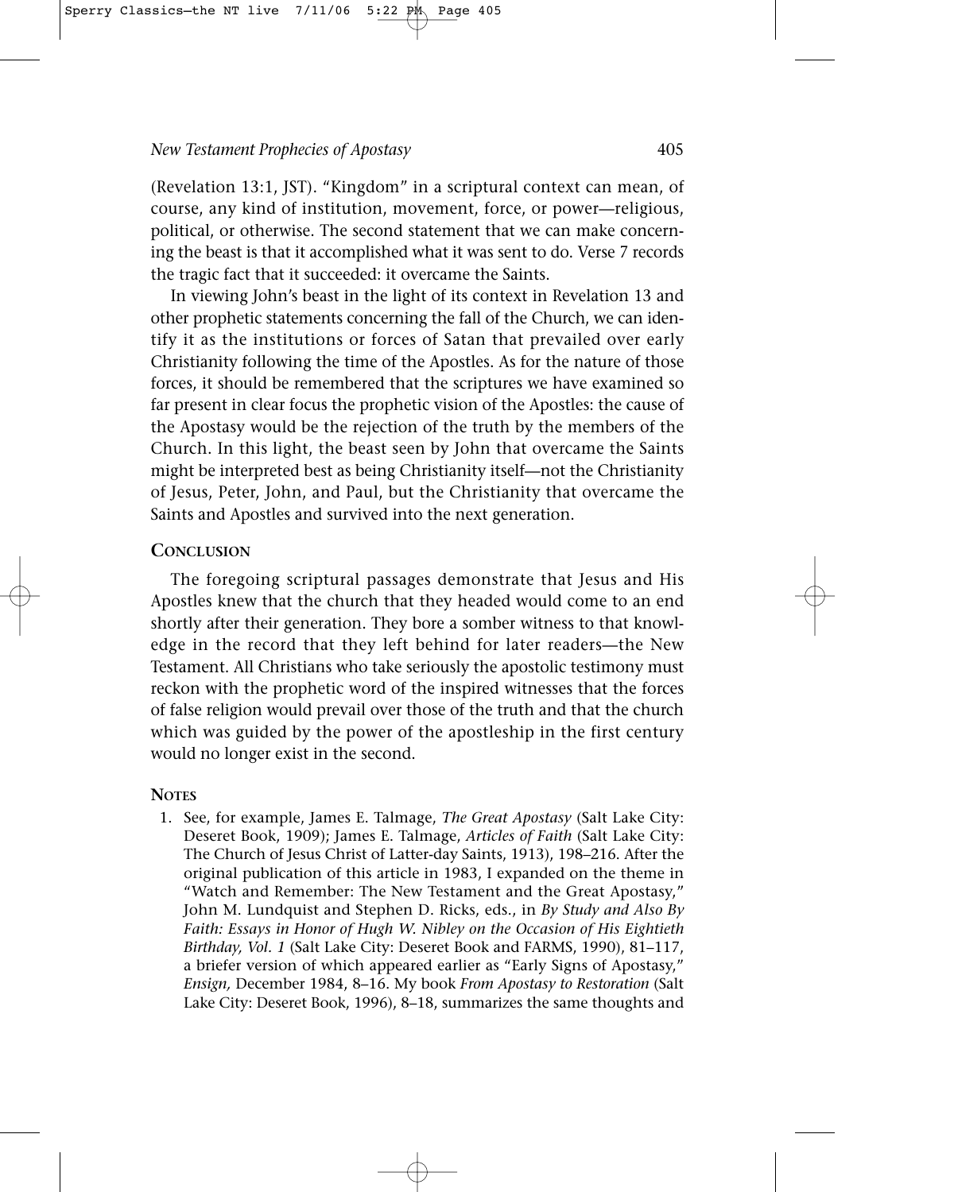(Revelation 13:1, JST). "Kingdom" in a scriptural context can mean, of course, any kind of institution, movement, force, or power—religious, political, or otherwise. The second statement that we can make concerning the beast is that it accomplished what it was sent to do. Verse 7 records the tragic fact that it succeeded: it overcame the Saints.

In viewing John's beast in the light of its context in Revelation 13 and other prophetic statements concerning the fall of the Church, we can identify it as the institutions or forces of Satan that prevailed over early Christianity following the time of the Apostles. As for the nature of those forces, it should be remembered that the scriptures we have examined so far present in clear focus the prophetic vision of the Apostles: the cause of the Apostasy would be the rejection of the truth by the members of the Church. In this light, the beast seen by John that overcame the Saints might be interpreted best as being Christianity itself—not the Christianity of Jesus, Peter, John, and Paul, but the Christianity that overcame the Saints and Apostles and survived into the next generation.

## Conclusion

The foregoing scriptural passages demonstrate that Jesus and His Apostles knew that the church that they headed would come to an end shortly after their generation. They bore a somber witness to that knowledge in the record that they left behind for later readers—the New Testament. All Christians who take seriously the apostolic testimony must reckon with the prophetic word of the inspired witnesses that the forces of false religion would prevail over those of the truth and that the church which was guided by the power of the apostleship in the first century would no longer exist in the second.

## Notes

1. See, for example, James E. Talmage, *The Great Apostasy* (Salt Lake City: Deseret Book, 1909); James E. Talmage, *Articles of Faith* (Salt Lake City: The Church of Jesus Christ of Latter-day Saints, 1913), 198–216. After the original publication of this article in 1983, I expanded on the theme in "Watch and Remember: The New Testament and the Great Apostasy," John M. Lundquist and Stephen D. Ricks, eds., in *By Study and Also By Faith: Essays in Honor of Hugh W. Nibley on the Occasion of His Eightieth Birthday, Vol. 1* (Salt Lake City: Deseret Book and FARMS, 1990), 81–117, a briefer version of which appeared earlier as "Early Signs of Apostasy," *Ensign,* December 1984, 8–16. My book *From Apostasy to Restoration* (Salt Lake City: Deseret Book, 1996), 8–18, summarizes the same thoughts and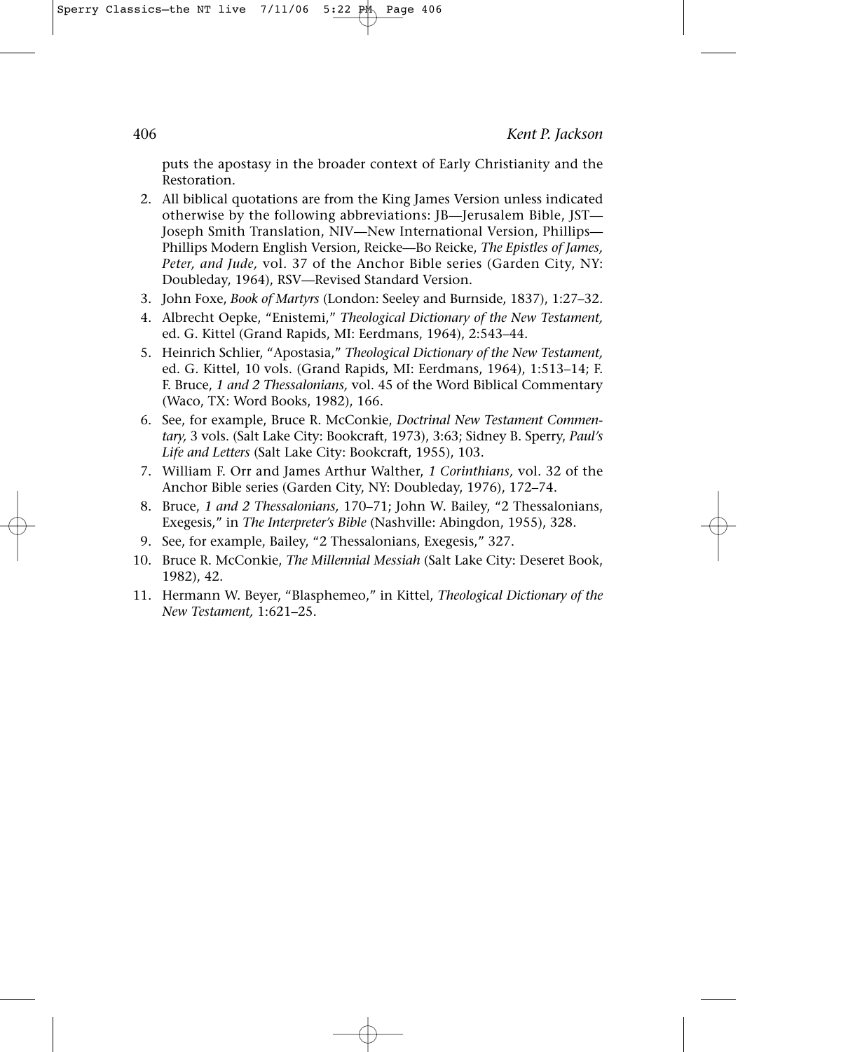puts the apostasy in the broader context of Early Christianity and the Restoration.

2. All biblical quotations are from the King James Version unless indicated otherwise by the following abbreviations: JB—Jerusalem Bible, JST—Joseph Smith Translation, NIV—New International Version, Phillips—Phillips Modern English Version, Reicke—Bo Reicke, *The Epistles of James, Peter, and Jude,* vol. 37 of the Anchor Bible series (Garden City, NY: Doubleday, 1964), RSV—Revised Standard Version.
3. John Foxe, *Book of Martyrs* (London: Seeley and Burnside, 1837), 1:27–32.
4. Albrecht Oepke, "Enistemi," *Theological Dictionary of the New Testament,* ed. G. Kittel (Grand Rapids, MI: Eerdmans, 1964), 2:543–44.
5. Heinrich Schlier, "Apostasia," *Theological Dictionary of the New Testament,* ed. G. Kittel, 10 vols. (Grand Rapids, MI: Eerdmans, 1964), 1:513–14; F. F. Bruce, *1 and 2 Thessalonians,* vol. 45 of the Word Biblical Commentary (Waco, TX: Word Books, 1982), 166.
6. See, for example, Bruce R. McConkie, *Doctrinal New Testament Commentary,* 3 vols. (Salt Lake City: Bookcraft, 1973), 3:63; Sidney B. Sperry, *Paul's Life and Letters* (Salt Lake City: Bookcraft, 1955), 103.
7. William F. Orr and James Arthur Walther, *1 Corinthians,* vol. 32 of the Anchor Bible series (Garden City, NY: Doubleday, 1976), 172–74.
8. Bruce, *1 and 2 Thessalonians,* 170–71; John W. Bailey, "2 Thessalonians, Exegesis," in *The Interpreter's Bible* (Nashville: Abingdon, 1955), 328.
9. See, for example, Bailey, "2 Thessalonians, Exegesis," 327.
10. Bruce R. McConkie, *The Millennial Messiah* (Salt Lake City: Deseret Book, 1982), 42.
11. Hermann W. Beyer, "Blasphemeo," in Kittel, *Theological Dictionary of the New Testament,* 1:621–25.